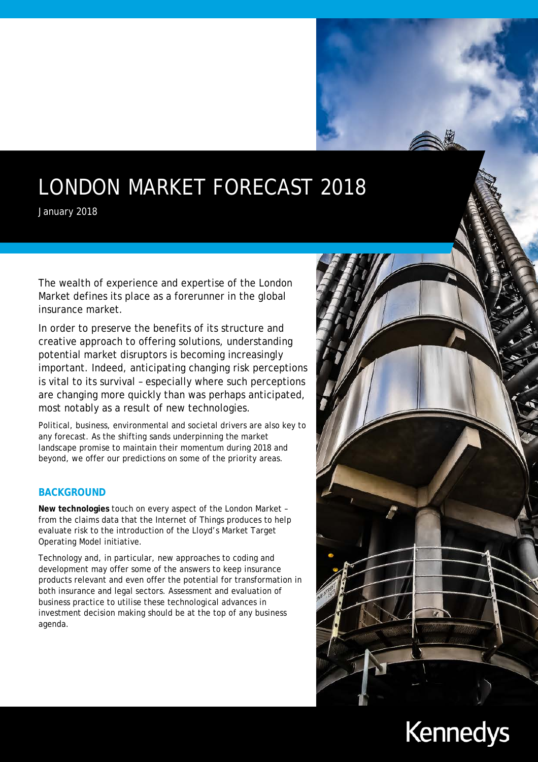# LONDON MARKET FORECAST 2018

January 2018

The wealth of experience and expertise of the London Market defines its place as a forerunner in the global insurance market.

In order to preserve the benefits of its structure and creative approach to offering solutions, understanding potential market disruptors is becoming increasingly important. Indeed, anticipating changing risk perceptions is vital to its survival – especially where such perceptions are changing more quickly than was perhaps anticipated, most notably as a result of new technologies.

Political, business, environmental and societal drivers are also key to any forecast. As the shifting sands underpinning the market landscape promise to maintain their momentum during 2018 and beyond, we offer our predictions on some of the priority areas.

## BACKGROUND

**New technologies** touch on every aspect of the London Market – from the claims data that the Internet of Things produces to help evaluate risk to the introduction of the Lloyd's Market Target Operating Model initiative.

Technology and, in particular, new approaches to coding and development may offer some of the answers to keep insurance products relevant and even offer the potential for transformation in both insurance and legal sectors. Assessment and evaluation of business practice to utilise these technological advances in investment decision making should be at the top of any business agenda.

Kennedys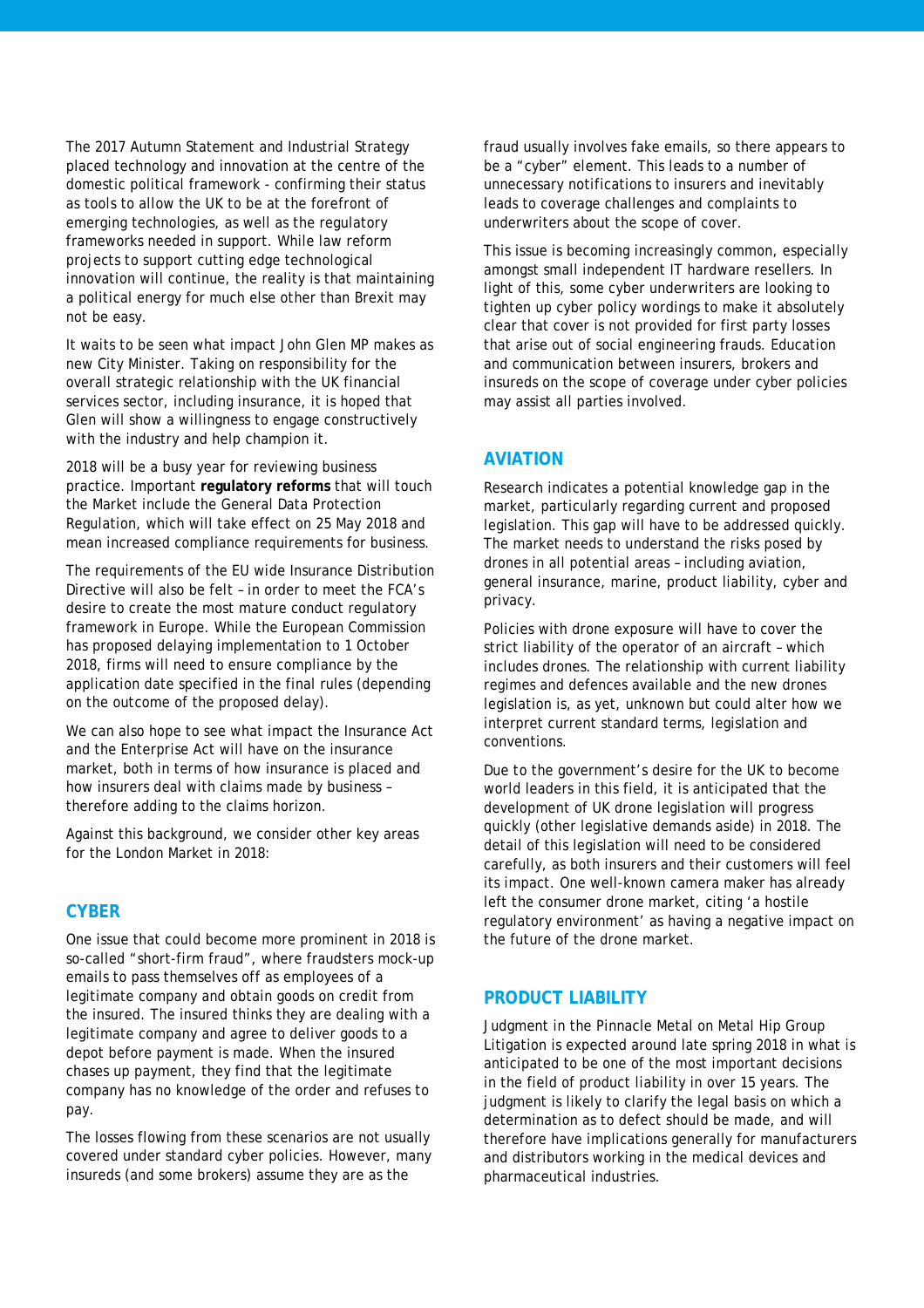The 2017 Autumn Statement and Industrial Strategy placed technology and innovation at the centre of the domestic political framework - confirming their status as tools to allow the UK to be at the forefront of emerging technologies, as well as the regulatory frameworks needed in support. While law reform projects to support cutting edge technological innovation will continue, the reality is that maintaining a political energy for much else other than Brexit may not be easy.

It waits to be seen what impact John Glen MP makes as new City Minister. Taking on responsibility for the overall strategic relationship with the UK financial services sector, including insurance, it is hoped that Glen will show a willingness to engage constructively with the industry and help champion it.

2018 will be a busy year for reviewing business practice. Important **regulatory reforms** that will touch the Market include the General Data Protection Regulation, which will take effect on 25 May 2018 and mean increased compliance requirements for business.

The requirements of the EU wide Insurance Distribution Directive will also be felt – in order to meet the FCA's desire to create the most mature conduct regulatory framework in Europe. While the European Commission has proposed delaying implementation to 1 October 2018, firms will need to ensure compliance by the application date specified in the final rules (depending on the outcome of the proposed delay).

We can also hope to see what impact the Insurance Act and the Enterprise Act will have on the insurance market, both in terms of how insurance is placed and how insurers deal with claims made by business – therefore adding to the claims horizon.

Against this background, we consider other key areas for the London Market in 2018:

## CYBER

One issue that could become more prominent in 2018 is so-called "short-firm fraud", where fraudsters mock-up emails to pass themselves off as employees of a legitimate company and obtain goods on credit from the insured. The insured thinks they are dealing with a legitimate company and agree to deliver goods to a depot before payment is made. When the insured chases up payment, they find that the legitimate company has no knowledge of the order and refuses to pay.

The losses flowing from these scenarios are not usually covered under standard cyber policies. However, many insureds (and some brokers) assume they are as the fraud usually involves fake emails, so there appears to be a "cyber" element. This leads to a number of unnecessary notifications to insurers and inevitably leads to coverage challenges and complaints to underwriters about the scope of cover.

This issue is becoming increasingly common, especially amongst small independent IT hardware resellers. In light of this, some cyber underwriters are looking to tighten up cyber policy wordings to make it absolutely clear that cover is not provided for first party losses that arise out of social engineering frauds. Education and communication between insurers, brokers and insureds on the scope of coverage under cyber policies may assist all parties involved.

## AVIATION

Research indicates a potential knowledge gap in the market, particularly regarding current and proposed legislation. This gap will have to be addressed quickly. The market needs to understand the risks posed by drones in all potential areas – including aviation, general insurance, marine, product liability, cyber and privacy.

Policies with drone exposure will have to cover the strict liability of the operator of an aircraft – which includes drones. The relationship with current liability regimes and defences available and the new drones legislation is, as yet, unknown but could alter how we interpret current standard terms, legislation and conventions.

Due to the government's desire for the UK to become world leaders in this field, it is anticipated that the development of UK drone legislation will progress quickly (other legislative demands aside) in 2018. The detail of this legislation will need to be considered carefully, as both insurers and their customers will feel its impact. One well-known camera maker has already left the consumer drone market, citing 'a hostile regulatory environment' as having a negative impact on the future of the drone market.

## PRODUCT LIABILITY

Judgment in the Pinnacle Metal on Metal Hip Group Litigation is expected around late spring 2018 in what is anticipated to be one of the most important decisions in the field of product liability in over 15 years. The judgment is likely to clarify the legal basis on which a determination as to defect should be made, and will therefore have implications generally for manufacturers and distributors working in the medical devices and pharmaceutical industries.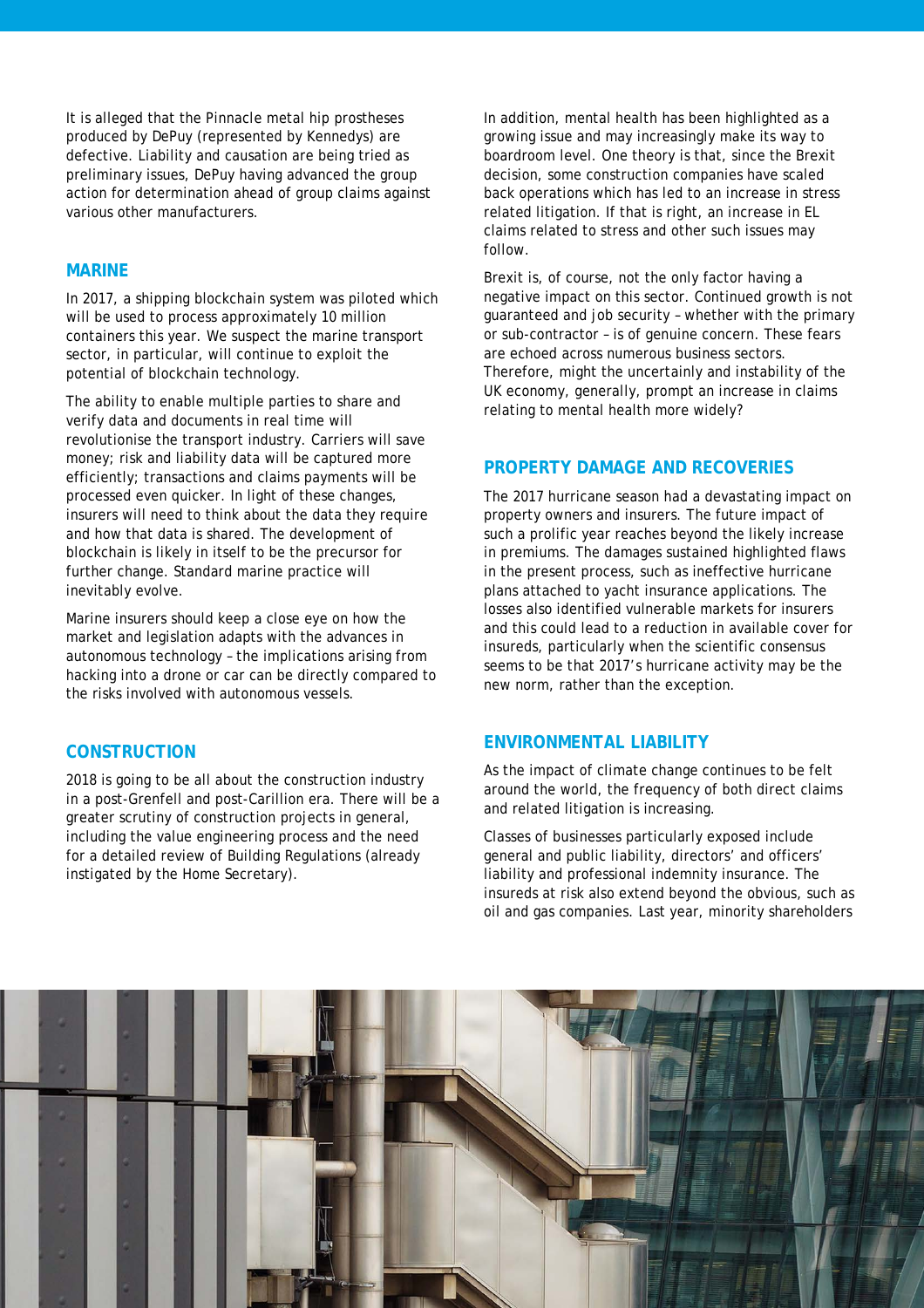It is alleged that the Pinnacle metal hip prostheses produced by DePuy (represented by Kennedys) are defective. Liability and causation are being tried as preliminary issues, DePuy having advanced the group action for determination ahead of group claims against various other manufacturers.

## MARINE

In 2017, a shipping blockchain system was piloted which will be used to process approximately 10 million containers this year. We suspect the marine transport sector, in particular, will continue to exploit the potential of blockchain technology.

The ability to enable multiple parties to share and verify data and documents in real time will revolutionise the transport industry. Carriers will save money; risk and liability data will be captured more efficiently; transactions and claims payments will be processed even quicker. In light of these changes, insurers will need to think about the data they require and how that data is shared. The development of blockchain is likely in itself to be the precursor for further change. Standard marine practice will inevitably evolve.

Marine insurers should keep a close eye on how the market and legislation adapts with the advances in autonomous technology – the implications arising from hacking into a drone or car can be directly compared to the risks involved with autonomous vessels.

## CONSTRUCTION

2018 is going to be all about the construction industry in a post-Grenfell and post-Carillion era. There will be a greater scrutiny of construction projects in general, including the value engineering process and the need for a detailed review of Building Regulations (already instigated by the Home Secretary).

In addition, mental health has been highlighted as a growing issue and may increasingly make its way to boardroom level. One theory is that, since the Brexit decision, some construction companies have scaled back operations which has led to an increase in stress related litigation. If that is right, an increase in EL claims related to stress and other such issues may follow.

Brexit is, of course, not the only factor having a negative impact on this sector. Continued growth is not guaranteed and job security – whether with the primary or sub-contractor – is of genuine concern. These fears are echoed across numerous business sectors. Therefore, might the uncertainly and instability of the UK economy, generally, prompt an increase in claims relating to mental health more widely?

## PROPERTY DAMAGE AND RECOVERIES

The 2017 hurricane season had a devastating impact on property owners and insurers. The future impact of such a prolific year reaches beyond the likely increase in premiums. The damages sustained highlighted flaws in the present process, such as ineffective hurricane plans attached to yacht insurance applications. The losses also identified vulnerable markets for insurers and this could lead to a reduction in available cover for insureds, particularly when the scientific consensus seems to be that 2017's hurricane activity may be the new norm, rather than the exception.

## ENVIRONMENTAL LIABILITY

As the impact of climate change continues to be felt around the world, the frequency of both direct claims and related litigation is increasing.

Classes of businesses particularly exposed include general and public liability, directors' and officers' liability and professional indemnity insurance. The insureds at risk also extend beyond the obvious, such as oil and gas companies. Last year, minority shareholders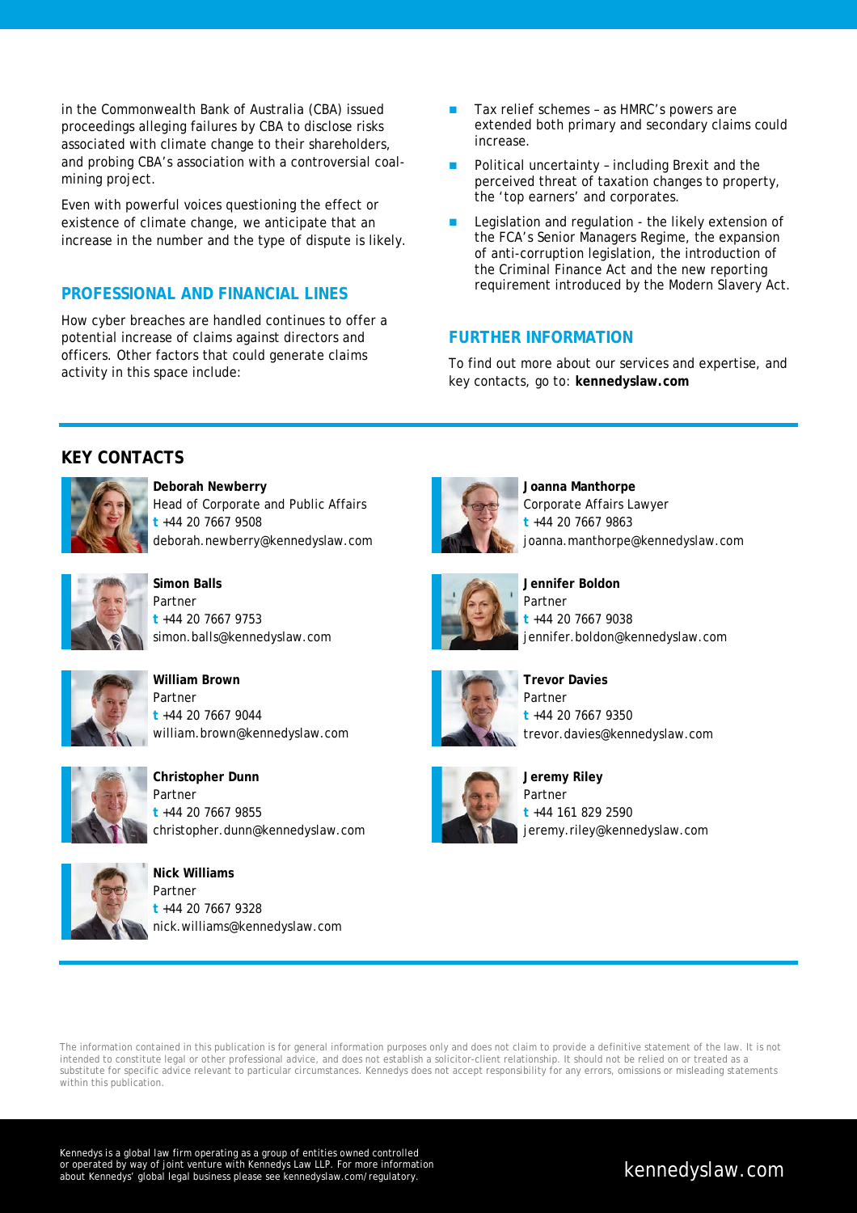in the Commonwealth Bank of Australia (CBA) issued proceedings alleging failures by CBA to disclose risks associated with climate change to their shareholders, and probing CBA's association with a controversial coal-mining project.

Even with powerful voices questioning the effect or existence of climate change, we anticipate that an increase in the number and the type of dispute is likely.

## PROFESSIONAL AND FINANCIAL LINES

How cyber breaches are handled continues to offer a potential increase of claims against directors and officers. Other factors that could generate claims activity in this space include:

- Tax relief schemes – as HMRC's powers are extended both primary and secondary claims could increase.
- Political uncertainty – including Brexit and the perceived threat of taxation changes to property, the 'top earners' and corporates.
- Legislation and regulation - the likely extension of the FCA's Senior Managers Regime, the expansion of anti-corruption legislation, the introduction of the Criminal Finance Act and the new reporting requirement introduced by the Modern Slavery Act.

## FURTHER INFORMATION

To find out more about our services and expertise, and key contacts, go to: **kennedyslaw.com**

## KEY CONTACTS

**Deborah Newberry**
Head of Corporate and Public Affairs
t +44 20 7667 9508
deborah.newberry@kennedyslaw.com

**Simon Balls**
Partner
t +44 20 7667 9753
simon.balls@kennedyslaw.com

**William Brown**
Partner
t +44 20 7667 9044
william.brown@kennedyslaw.com

**Christopher Dunn**
Partner
t +44 20 7667 9855
christopher.dunn@kennedyslaw.com

**Nick Williams**
Partner
t +44 20 7667 9328
nick.williams@kennedyslaw.com

**Joanna Manthorpe**
Corporate Affairs Lawyer
t +44 20 7667 9863
joanna.manthorpe@kennedyslaw.com

**Jennifer Boldon**
Partner
t +44 20 7667 9038
jennifer.boldon@kennedyslaw.com

**Trevor Davies**
Partner
t +44 20 7667 9350
trevor.davies@kennedyslaw.com

**Jeremy Riley**
Partner
t +44 161 829 2590
jeremy.riley@kennedyslaw.com

The information contained in this publication is for general information purposes only and does not claim to provide a definitive statement of the law. It is not intended to constitute legal or other professional advice, and does not establish a solicitor-client relationship. It should not be relied on or treated as a substitute for specific advice relevant to particular circumstances. Kennedys does not accept responsibility for any errors, omissions or misleading statements within this publication.

Kennedys is a global law firm operating as a group of entities owned controlled or operated by way of joint venture with Kennedys Law LLP. For more information about Kennedys' global legal business please see kennedyslaw.com/regulatory.

kennedyslaw.com